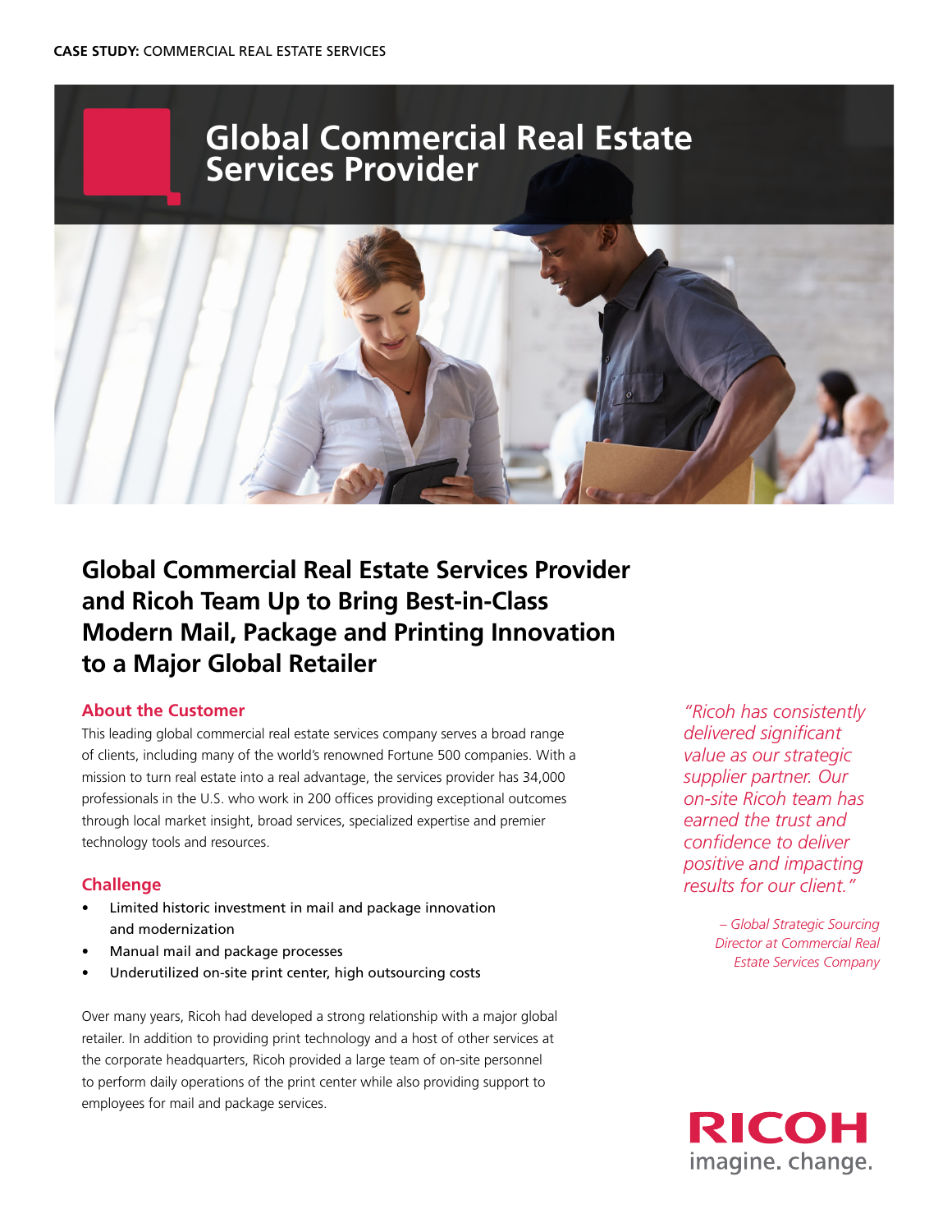**CASE STUDY:** COMMERCIAL REAL ESTATE SERVICES

# Global Commercial Real Estate Services Provider

## Global Commercial Real Estate Services Provider and Ricoh Team Up to Bring Best-in-Class Modern Mail, Package and Printing Innovation to a Major Global Retailer

### About the Customer

This leading global commercial real estate services company serves a broad range of clients, including many of the world's renowned Fortune 500 companies. With a mission to turn real estate into a real advantage, the services provider has 34,000 professionals in the U.S. who work in 200 offices providing exceptional outcomes through local market insight, broad services, specialized expertise and premier technology tools and resources.

### Challenge

- Limited historic investment in mail and package innovation and modernization
- Manual mail and package processes
- Underutilized on-site print center, high outsourcing costs

Over many years, Ricoh had developed a strong relationship with a major global retailer. In addition to providing print technology and a host of other services at the corporate headquarters, Ricoh provided a large team of on-site personnel to perform daily operations of the print center while also providing support to employees for mail and package services.

*"Ricoh has consistently delivered significant value as our strategic supplier partner. Our on-site Ricoh team has earned the trust and confidence to deliver positive and impacting results for our client."*

*– Global Strategic Sourcing Director at Commercial Real Estate Services Company*

RICOH
imagine. change.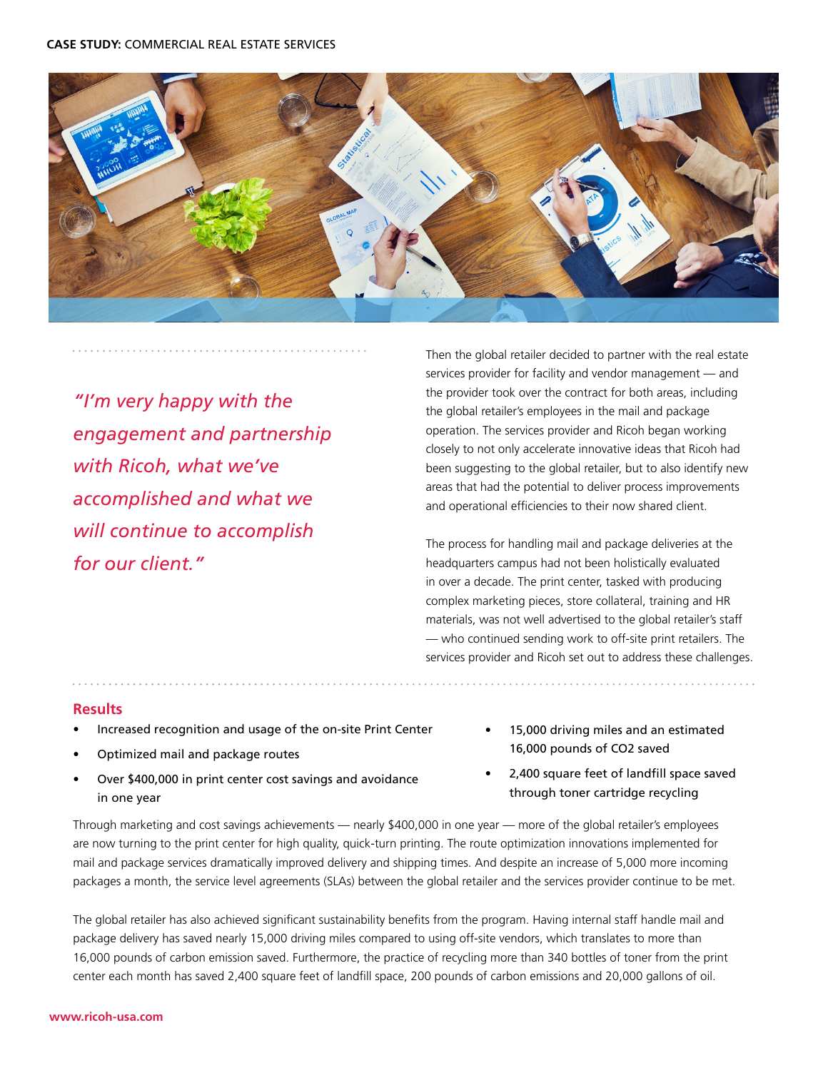*"I'm very happy with the engagement and partnership with Ricoh, what we've accomplished and what we will continue to accomplish for our client."*

Then the global retailer decided to partner with the real estate services provider for facility and vendor management — and the provider took over the contract for both areas, including the global retailer's employees in the mail and package operation. The services provider and Ricoh began working closely to not only accelerate innovative ideas that Ricoh had been suggesting to the global retailer, but to also identify new areas that had the potential to deliver process improvements and operational efficiencies to their now shared client.

The process for handling mail and package deliveries at the headquarters campus had not been holistically evaluated in over a decade. The print center, tasked with producing complex marketing pieces, store collateral, training and HR materials, was not well advertised to the global retailer's staff — who continued sending work to off-site print retailers. The services provider and Ricoh set out to address these challenges.

## Results

- Increased recognition and usage of the on-site Print Center
- Optimized mail and package routes
- Over $400,000 in print center cost savings and avoidance in one year
- 15,000 driving miles and an estimated 16,000 pounds of $CO_2$ saved
- 2,400 square feet of landfill space saved through toner cartridge recycling

Through marketing and cost savings achievements — nearly $400,000 in one year — more of the global retailer's employees are now turning to the print center for high quality, quick-turn printing. The route optimization innovations implemented for mail and package services dramatically improved delivery and shipping times. And despite an increase of 5,000 more incoming packages a month, the service level agreements (SLAs) between the global retailer and the services provider continue to be met.

The global retailer has also achieved significant sustainability benefits from the program. Having internal staff handle mail and package delivery has saved nearly 15,000 driving miles compared to using off-site vendors, which translates to more than 16,000 pounds of carbon emission saved. Furthermore, the practice of recycling more than 340 bottles of toner from the print center each month has saved 2,400 square feet of landfill space, 200 pounds of carbon emissions and 20,000 gallons of oil.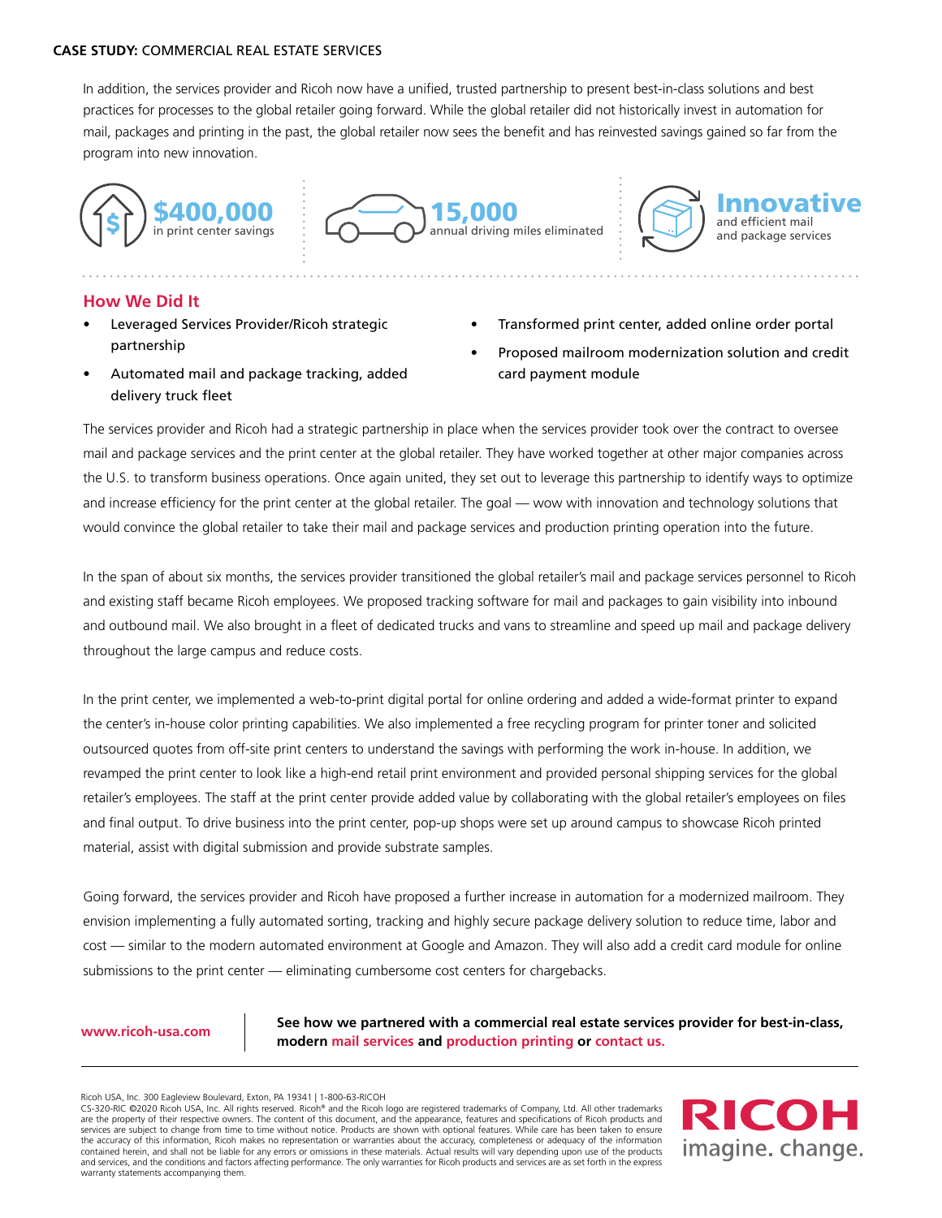**CASE STUDY:** COMMERCIAL REAL ESTATE SERVICES

In addition, the services provider and Ricoh now have a unified, trusted partnership to present best-in-class solutions and best practices for processes to the global retailer going forward. While the global retailer did not historically invest in automation for mail, packages and printing in the past, the global retailer now sees the benefit and has reinvested savings gained so far from the program into new innovation.

**$400,000** in print center savings

**15,000** annual driving miles eliminated

**Innovative** and efficient mail and package services

## How We Did It

- Leveraged Services Provider/Ricoh strategic partnership
- Automated mail and package tracking, added delivery truck fleet
- Transformed print center, added online order portal
- Proposed mailroom modernization solution and credit card payment module

The services provider and Ricoh had a strategic partnership in place when the services provider took over the contract to oversee mail and package services and the print center at the global retailer. They have worked together at other major companies across the U.S. to transform business operations. Once again united, they set out to leverage this partnership to identify ways to optimize and increase efficiency for the print center at the global retailer. The goal — wow with innovation and technology solutions that would convince the global retailer to take their mail and package services and production printing operation into the future.

In the span of about six months, the services provider transitioned the global retailer's mail and package services personnel to Ricoh and existing staff became Ricoh employees. We proposed tracking software for mail and packages to gain visibility into inbound and outbound mail. We also brought in a fleet of dedicated trucks and vans to streamline and speed up mail and package delivery throughout the large campus and reduce costs.

In the print center, we implemented a web-to-print digital portal for online ordering and added a wide-format printer to expand the center's in-house color printing capabilities. We also implemented a free recycling program for printer toner and solicited outsourced quotes from off-site print centers to understand the savings with performing the work in-house. In addition, we revamped the print center to look like a high-end retail print environment and provided personal shipping services for the global retailer's employees. The staff at the print center provide added value by collaborating with the global retailer's employees on files and final output. To drive business into the print center, pop-up shops were set up around campus to showcase Ricoh printed material, assist with digital submission and provide substrate samples.

Going forward, the services provider and Ricoh have proposed a further increase in automation for a modernized mailroom. They envision implementing a fully automated sorting, tracking and highly secure package delivery solution to reduce time, labor and cost — similar to the modern automated environment at Google and Amazon. They will also add a credit card module for online submissions to the print center — eliminating cumbersome cost centers for chargebacks.

www.ricoh-usa.com

**See how we partnered with a commercial real estate services provider for best-in-class, modern mail services and production printing or contact us.**

Ricoh USA, Inc. 300 Eagleview Boulevard, Exton, PA 19341 | 1-800-63-RICOH
CS-320-RIC ©2020 Ricoh USA, Inc. All rights reserved. Ricoh® and the Ricoh logo are registered trademarks of Company, Ltd. All other trademarks are the property of their respective owners. The content of this document, and the appearance, features and specifications of Ricoh products and services are subject to change from time to time without notice. Products are shown with optional features. While care has been taken to ensure the accuracy of this information, Ricoh makes no representation or warranties about the accuracy, completeness or adequacy of the information contained herein, and shall not be liable for any errors or omissions in these materials. Actual results will vary depending upon use of the products and services, and the conditions and factors affecting performance. The only warranties for Ricoh products and services are as set forth in the express warranty statements accompanying them.

RICOH
imagine. change.